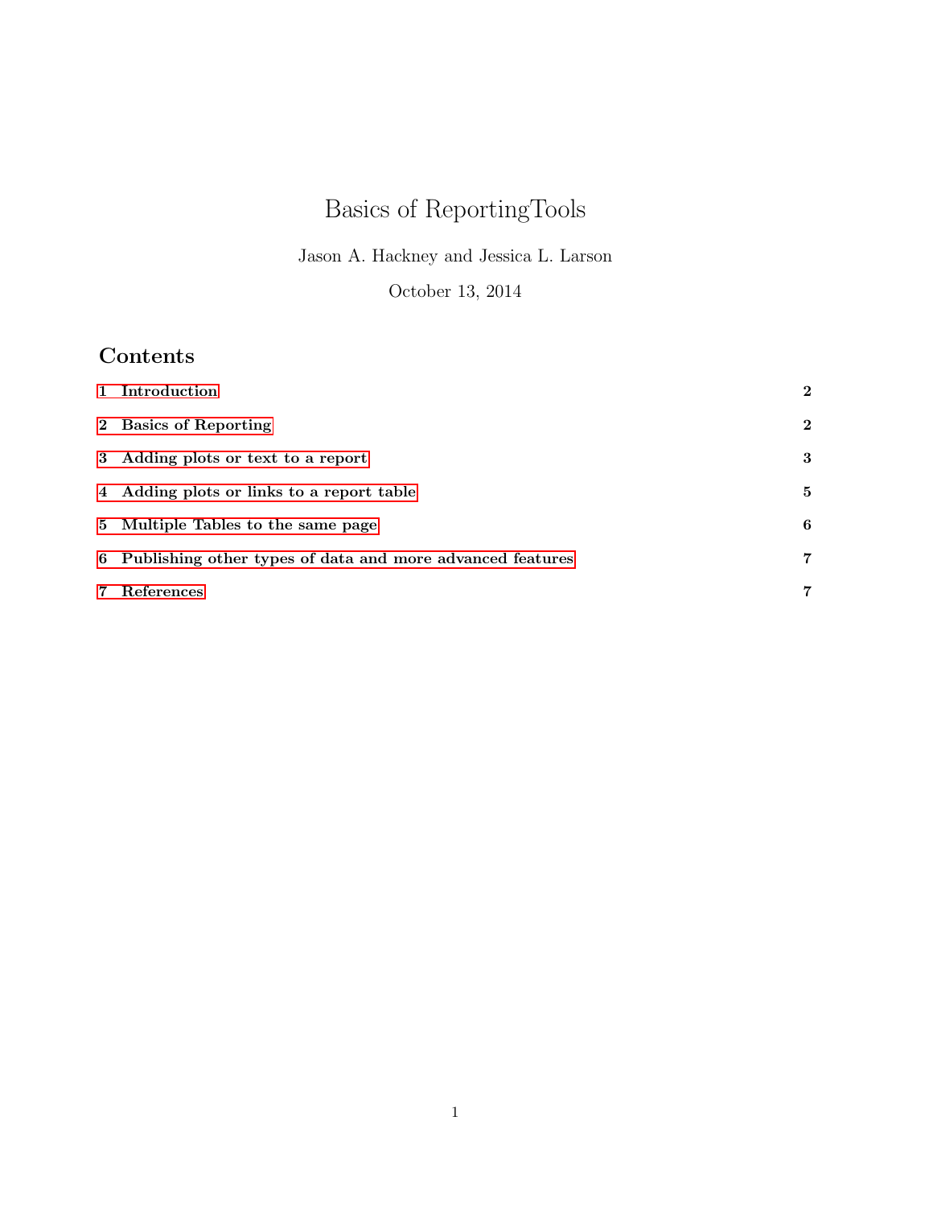# Basics of ReportingTools

Jason A. Hackney and Jessica L. Larson

October 13, 2014

## Contents

| | | |
|---|---|---|
| **1** | **Introduction** | **2** |
| **2** | **Basics of Reporting** | **2** |
| **3** | **Adding plots or text to a report** | **3** |
| **4** | **Adding plots or links to a report table** | **5** |
| **5** | **Multiple Tables to the same page** | **6** |
| **6** | **Publishing other types of data and more advanced features** | **7** |
| **7** | **References** | **7** |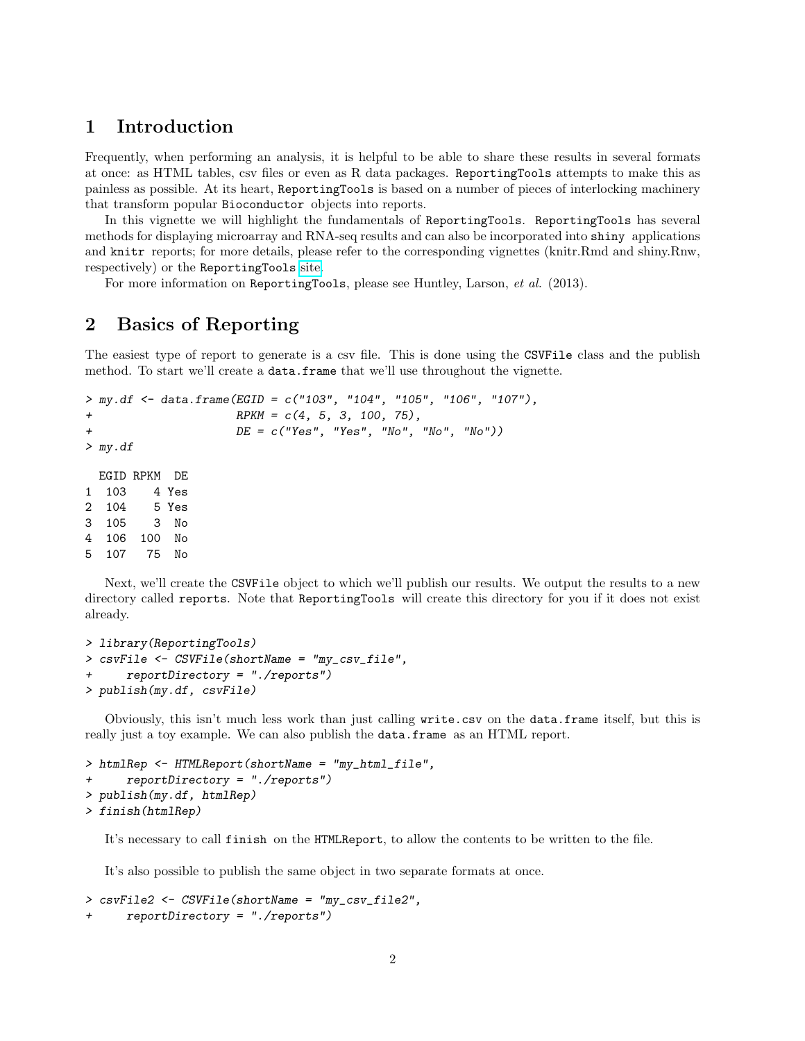## 1 Introduction

Frequently, when performing an analysis, it is helpful to be able to share these results in several formats at once: as HTML tables, csv files or even as R data packages. ReportingTools attempts to make this as painless as possible. At its heart, ReportingTools is based on a number of pieces of interlocking machinery that transform popular Bioconductor objects into reports.

In this vignette we will highlight the fundamentals of ReportingTools. ReportingTools has several methods for displaying microarray and RNA-seq results and can also be incorporated into shiny applications and knitr reports; for more details, please refer to the corresponding vignettes (knitr.Rmd and shiny.Rnw, respectively) or the ReportingTools site.

For more information on ReportingTools, please see Huntley, Larson, *et al.* (2013).

## 2 Basics of Reporting

The easiest type of report to generate is a csv file. This is done using the CSVFile class and the publish method. To start we'll create a data.frame that we'll use throughout the vignette.

```
> my.df <- data.frame(EGID = c("103", "104", "105", "106", "107"),
+                     RPKM = c(4, 5, 3, 100, 75),
+                     DE = c("Yes", "Yes", "No", "No", "No"))
> my.df

  EGID RPKM  DE
1  103    4 Yes
2  104    5 Yes
3  105    3  No
4  106  100  No
5  107   75  No
```

Next, we'll create the CSVFile object to which we'll publish our results. We output the results to a new directory called reports. Note that ReportingTools will create this directory for you if it does not exist already.

```
> library(ReportingTools)
> csvFile <- CSVFile(shortName = "my_csv_file",
+     reportDirectory = "./reports")
> publish(my.df, csvFile)
```

Obviously, this isn't much less work than just calling write.csv on the data.frame itself, but this is really just a toy example. We can also publish the data.frame as an HTML report.

```
> htmlRep <- HTMLReport(shortName = "my_html_file",
+     reportDirectory = "./reports")
> publish(my.df, htmlRep)
> finish(htmlRep)
```

It's necessary to call finish on the HTMLReport, to allow the contents to be written to the file.

It's also possible to publish the same object in two separate formats at once.

```
> csvFile2 <- CSVFile(shortName = "my_csv_file2",
+     reportDirectory = "./reports")
```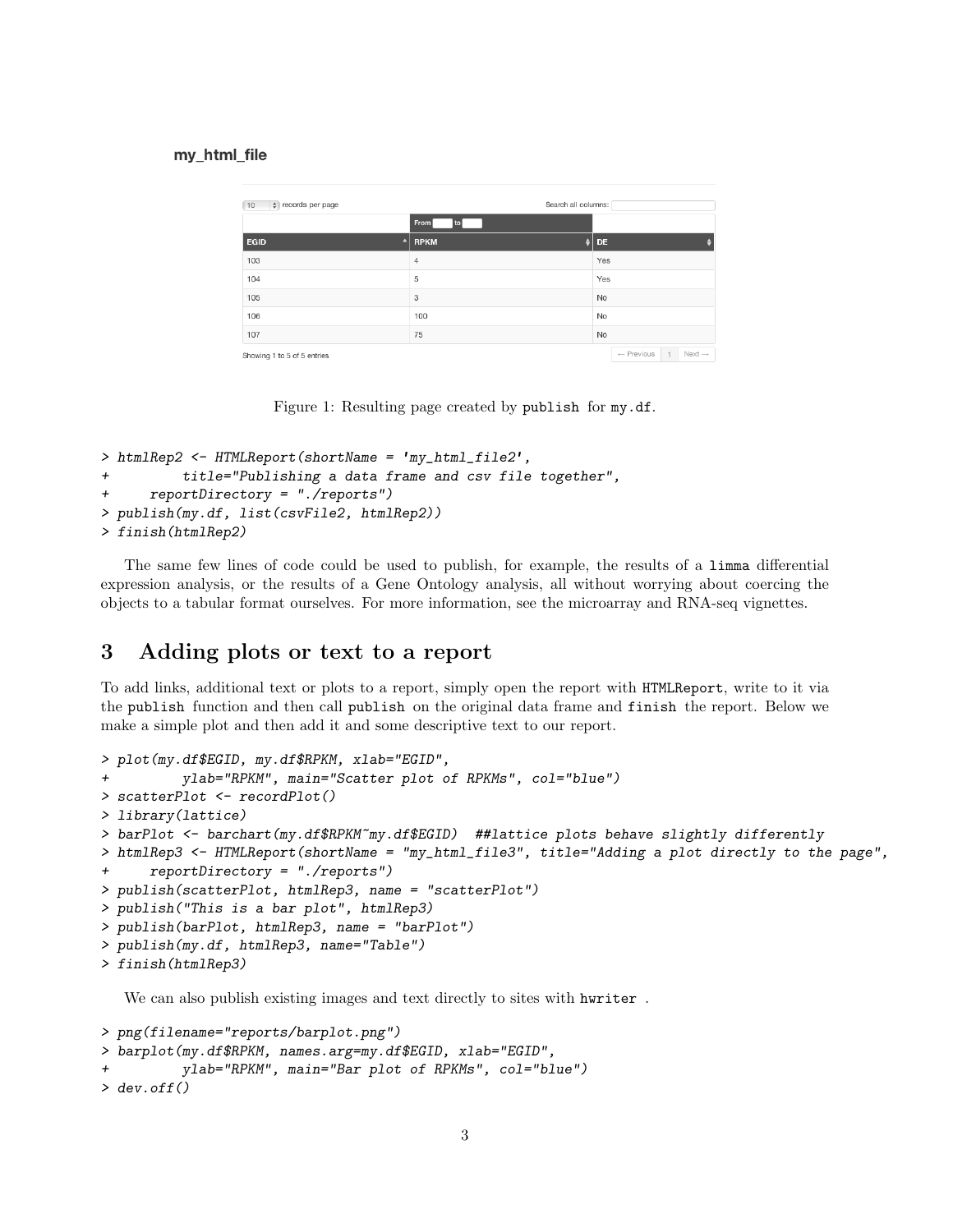**my_html_file**

| EGID | RPKM | DE |
| --- | --- | --- |
| 103 | 4 | Yes |
| 104 | 5 | Yes |
| 105 | 3 | No |
| 106 | 100 | No |
| 107 | 75 | No |

Showing 1 to 5 of 5 entries

Figure 1: Resulting page created by publish for my.df.

```
> htmlRep2 <- HTMLReport(shortName = 'my_html_file2',
+         title="Publishing a data frame and csv file together",
+     reportDirectory = "./reports")
> publish(my.df, list(csvFile2, htmlRep2))
> finish(htmlRep2)
```

The same few lines of code could be used to publish, for example, the results of a limma differential expression analysis, or the results of a Gene Ontology analysis, all without worrying about coercing the objects to a tabular format ourselves. For more information, see the microarray and RNA-seq vignettes.

## 3 Adding plots or text to a report

To add links, additional text or plots to a report, simply open the report with HTMLReport, write to it via the publish function and then call publish on the original data frame and finish the report. Below we make a simple plot and then add it and some descriptive text to our report.

```
> plot(my.df$EGID, my.df$RPKM, xlab="EGID",
+         ylab="RPKM", main="Scatter plot of RPKMs", col="blue")
> scatterPlot <- recordPlot()
> library(lattice)
> barPlot <- barchart(my.df$RPKM~my.df$EGID)  ##lattice plots behave slightly differently
> htmlRep3 <- HTMLReport(shortName = "my_html_file3", title="Adding a plot directly to the page",
+     reportDirectory = "./reports")
> publish(scatterPlot, htmlRep3, name = "scatterPlot")
> publish("This is a bar plot", htmlRep3)
> publish(barPlot, htmlRep3, name = "barPlot")
> publish(my.df, htmlRep3, name="Table")
> finish(htmlRep3)
```

We can also publish existing images and text directly to sites with hwriter .

```
> png(filename="reports/barplot.png")
> barplot(my.df$RPKM, names.arg=my.df$EGID, xlab="EGID",
+         ylab="RPKM", main="Bar plot of RPKMs", col="blue")
> dev.off()
```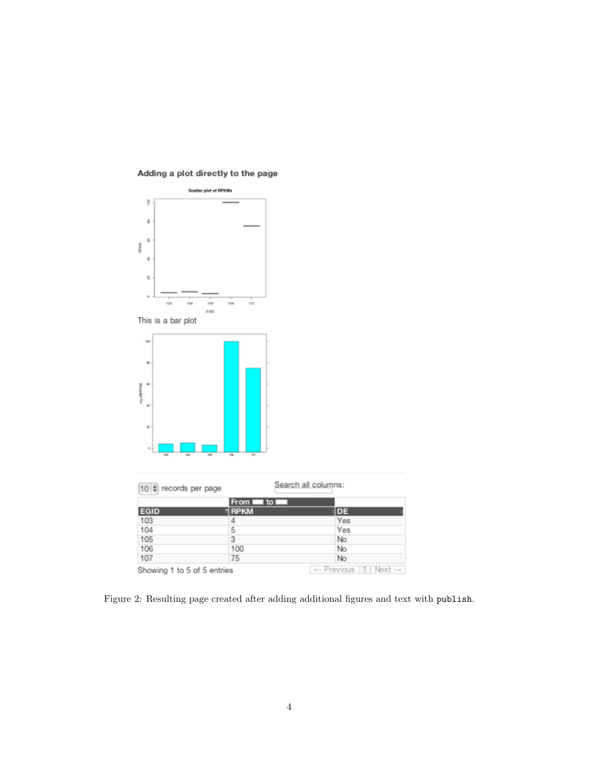**Adding a plot directly to the page**

This is a bar plot

10 records per page

Search all columns:

| EGID | RPKM | DE |
|---|---|---|
| 103 | 4 | Yes |
| 104 | 5 | Yes |
| 105 | 3 | No |
| 106 | 100 | No |
| 107 | 75 | No |

Showing 1 to 5 of 5 entries

← Previous 1 Next →

Figure 2: Resulting page created after adding additional figures and text with `publish`.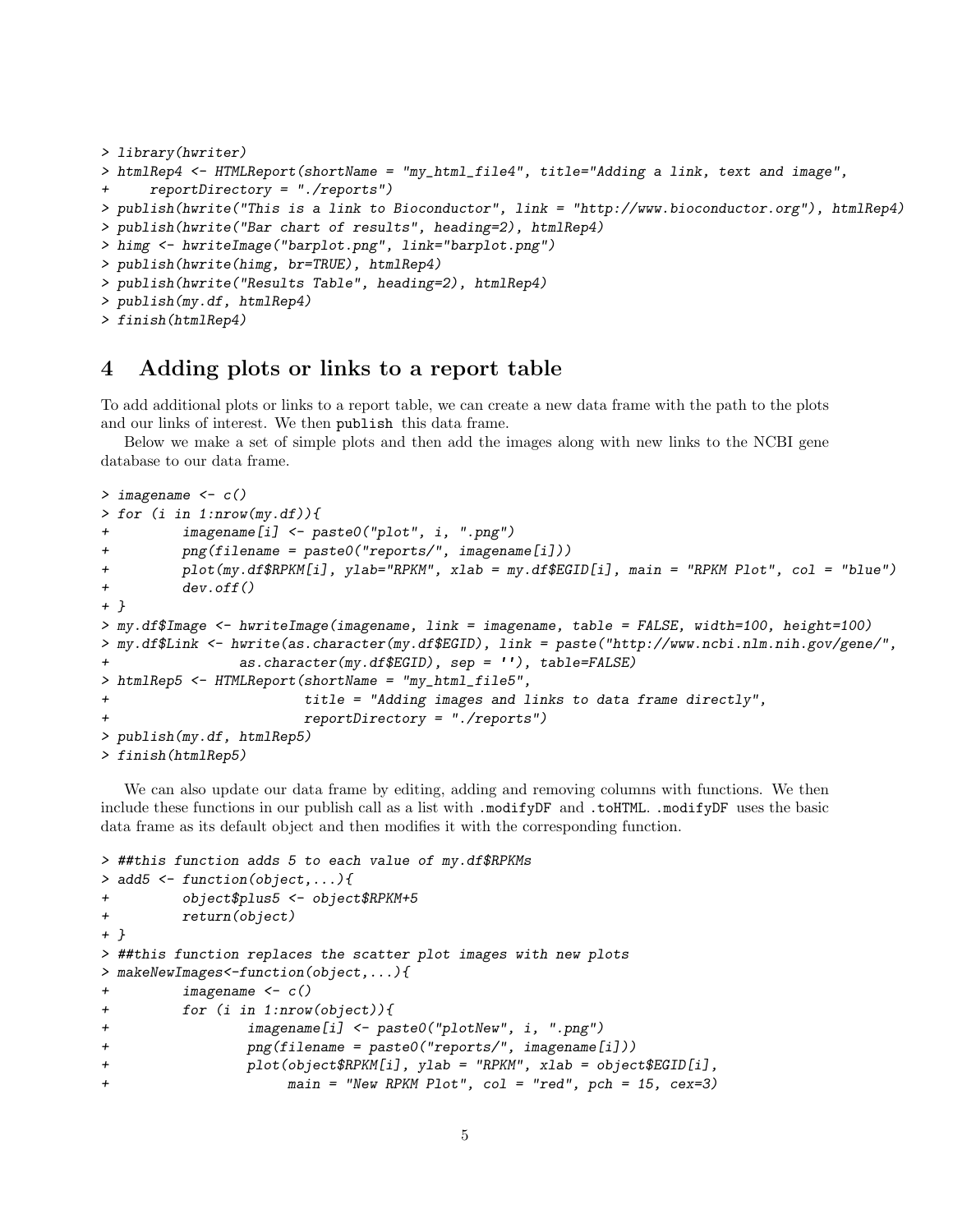```
> library(hwriter)
> htmlRep4 <- HTMLReport(shortName = "my_html_file4", title="Adding a link, text and image",
+     reportDirectory = "./reports")
> publish(hwrite("This is a link to Bioconductor", link = "http://www.bioconductor.org"), htmlRep4)
> publish(hwrite("Bar chart of results", heading=2), htmlRep4)
> himg <- hwriteImage("barplot.png", link="barplot.png")
> publish(hwrite(himg, br=TRUE), htmlRep4)
> publish(hwrite("Results Table", heading=2), htmlRep4)
> publish(my.df, htmlRep4)
> finish(htmlRep4)
```

# 4 Adding plots or links to a report table

To add additional plots or links to a report table, we can create a new data frame with the path to the plots and our links of interest. We then `publish` this data frame.

Below we make a set of simple plots and then add the images along with new links to the NCBI gene database to our data frame.

```
> imagename <- c()
> for (i in 1:nrow(my.df)){
+         imagename[i] <- paste0("plot", i, ".png")
+         png(filename = paste0("reports/", imagename[i]))
+         plot(my.df$RPKM[i], ylab="RPKM", xlab = my.df$EGID[i], main = "RPKM Plot", col = "blue")
+         dev.off()
+ }
> my.df$Image <- hwriteImage(imagename, link = imagename, table = FALSE, width=100, height=100)
> my.df$Link <- hwrite(as.character(my.df$EGID), link = paste("http://www.ncbi.nlm.nih.gov/gene/",
+               as.character(my.df$EGID), sep = ''), table=FALSE)
> htmlRep5 <- HTMLReport(shortName = "my_html_file5",
+                        title = "Adding images and links to data frame directly",
+                        reportDirectory = "./reports")
> publish(my.df, htmlRep5)
> finish(htmlRep5)
```

We can also update our data frame by editing, adding and removing columns with functions. We then include these functions in our publish call as a list with `.modifyDF` and `.toHTML`. `.modifyDF` uses the basic data frame as its default object and then modifies it with the corresponding function.

```
> ##this function adds 5 to each value of my.df$RPKMs
> add5 <- function(object,...){
+         object$plus5 <- object$RPKM+5
+         return(object)
+ }
> ##this function replaces the scatter plot images with new plots
> makeNewImages<-function(object,...){
+         imagename <- c()
+         for (i in 1:nrow(object)){
+                 imagename[i] <- paste0("plotNew", i, ".png")
+                 png(filename = paste0("reports/", imagename[i]))
+                 plot(object$RPKM[i], ylab = "RPKM", xlab = object$EGID[i],
+                      main = "New RPKM Plot", col = "red", pch = 15, cex=3)
```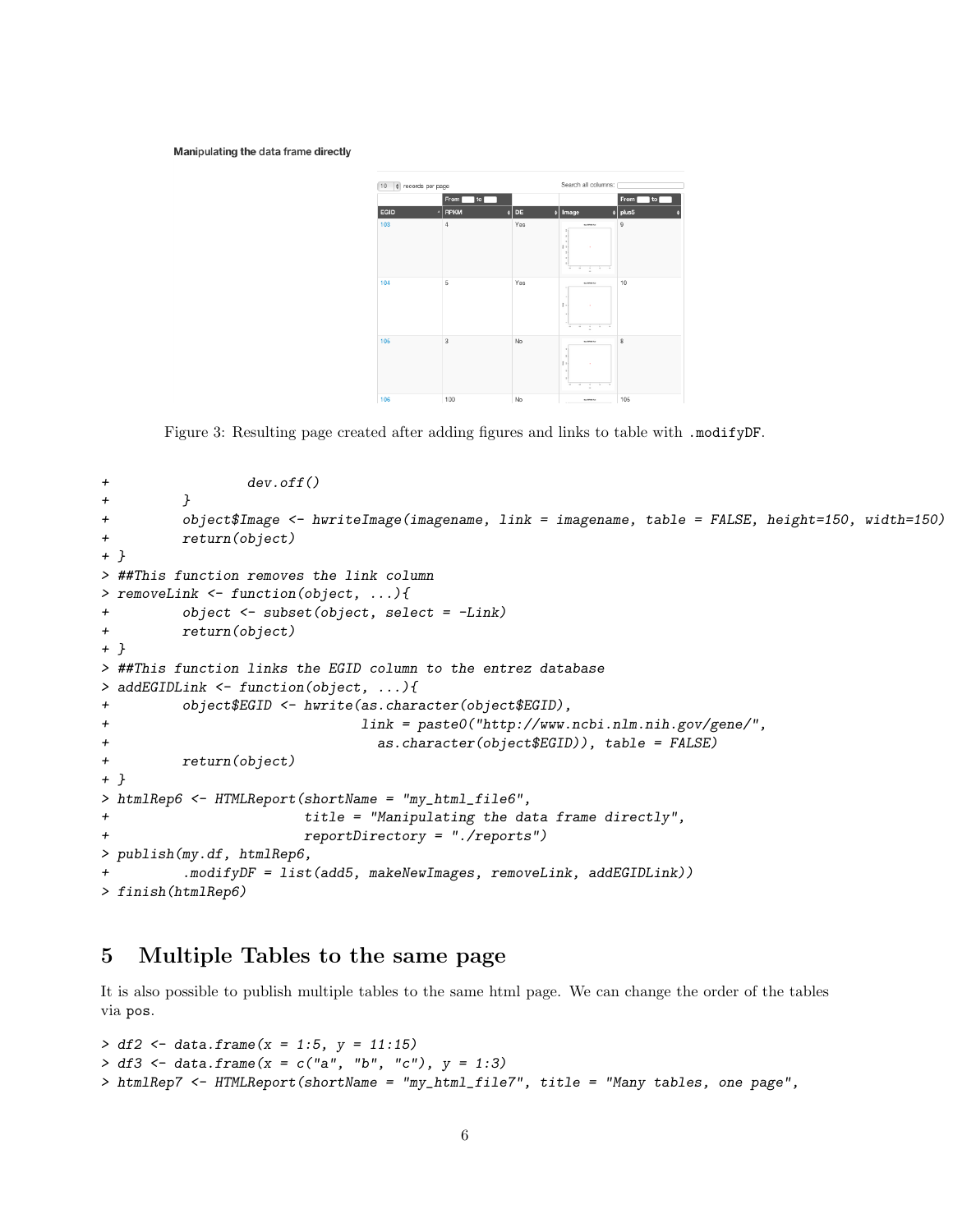Figure 3: Resulting page created after adding figures and links to table with `.modifyDF`.

```
+                 dev.off()
+         }
+         object$Image <- hwriteImage(imagename, link = imagename, table = FALSE, height=150, width=150)
+         return(object)
+ }
> ##This function removes the link column
> removeLink <- function(object, ...){
+         object <- subset(object, select = -Link)
+         return(object)
+ }
> ##This function links the EGID column to the entrez database
> addEGIDLink <- function(object, ...){
+         object$EGID <- hwrite(as.character(object$EGID),
+                               link = paste0("http://www.ncbi.nlm.nih.gov/gene/",
+                                 as.character(object$EGID)), table = FALSE)
+         return(object)
+ }
> htmlRep6 <- HTMLReport(shortName = "my_html_file6",
+                        title = "Manipulating the data frame directly",
+                        reportDirectory = "./reports")
> publish(my.df, htmlRep6,
+         .modifyDF = list(add5, makeNewImages, removeLink, addEGIDLink))
> finish(htmlRep6)
```

# 5 Multiple Tables to the same page

It is also possible to publish multiple tables to the same html page. We can change the order of the tables via `pos`.

```
> df2 <- data.frame(x = 1:5, y = 11:15)
> df3 <- data.frame(x = c("a", "b", "c"), y = 1:3)
> htmlRep7 <- HTMLReport(shortName = "my_html_file7", title = "Many tables, one page",
```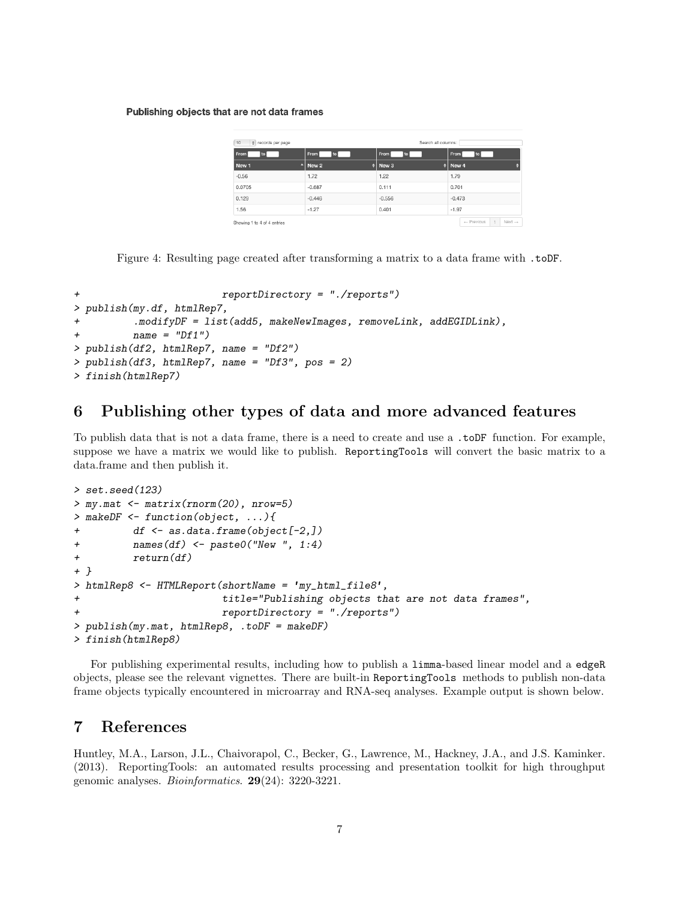**Publishing objects that are not data frames**

| New 1 | New 2 | New 3 | New 4 |
|---|---|---|---|
| -0.56 | 1.72 | 1.22 | 1.79 |
| 0.0705 | -0.687 | 0.111 | 0.701 |
| 0.129 | -0.446 | -0.556 | -0.473 |
| 1.56 | -1.27 | 0.401 | -1.97 |

Figure 4: Resulting page created after transforming a matrix to a data frame with `.toDF`.

```
+                         reportDirectory = "./reports")
> publish(my.df, htmlRep7,
+         .modifyDF = list(add5, makeNewImages, removeLink, addEGIDLink),
+         name = "Df1")
> publish(df2, htmlRep7, name = "Df2")
> publish(df3, htmlRep7, name = "Df3", pos = 2)
> finish(htmlRep7)
```

# 6 Publishing other types of data and more advanced features

To publish data that is not a data frame, there is a need to create and use a `.toDF` function. For example, suppose we have a matrix we would like to publish. `ReportingTools` will convert the basic matrix to a data.frame and then publish it.

```
> set.seed(123)
> my.mat <- matrix(rnorm(20), nrow=5)
> makeDF <- function(object, ...){
+         df <- as.data.frame(object[-2,])
+         names(df) <- paste0("New ", 1:4)
+         return(df)
+ }
> htmlRep8 <- HTMLReport(shortName = 'my_html_file8',
+                         title="Publishing objects that are not data frames",
+                         reportDirectory = "./reports")
> publish(my.mat, htmlRep8, .toDF = makeDF)
> finish(htmlRep8)
```

For publishing experimental results, including how to publish a `limma`-based linear model and a `edgeR` objects, please see the relevant vignettes. There are built-in `ReportingTools` methods to publish non-data frame objects typically encountered in microarray and RNA-seq analyses. Example output is shown below.

# 7 References

Huntley, M.A., Larson, J.L., Chaivorapol, C., Becker, G., Lawrence, M., Hackney, J.A., and J.S. Kaminker. (2013). ReportingTools: an automated results processing and presentation toolkit for high throughput genomic analyses. *Bioinformatics*. **29**(24): 3220-3221.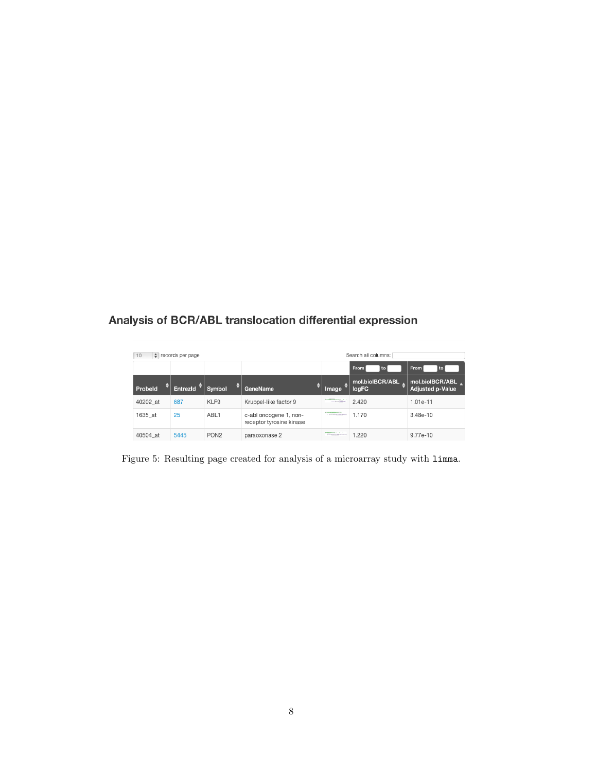## Analysis of BCR/ABL translocation differential expression

10 records per page

Search all columns:

| ProbeId | EntrezId | Symbol | GeneName | Image | mol.biolBCR/ABL logFC | mol.biolBCR/ABL Adjusted p-Value |
|---|---|---|---|---|---|---|
| | | | | | From to | From to |
| 40202_at | 687 | KLF9 | Kruppel-like factor 9 | | 2.420 | 1.01e-11 |
| 1635_at | 25 | ABL1 | c-abl oncogene 1, non-receptor tyrosine kinase | | 1.170 | 3.48e-10 |
| 40504_at | 5445 | PON2 | paraoxonase 2 | | 1.220 | 9.77e-10 |

Figure 5: Resulting page created for analysis of a microarray study with `limma`.